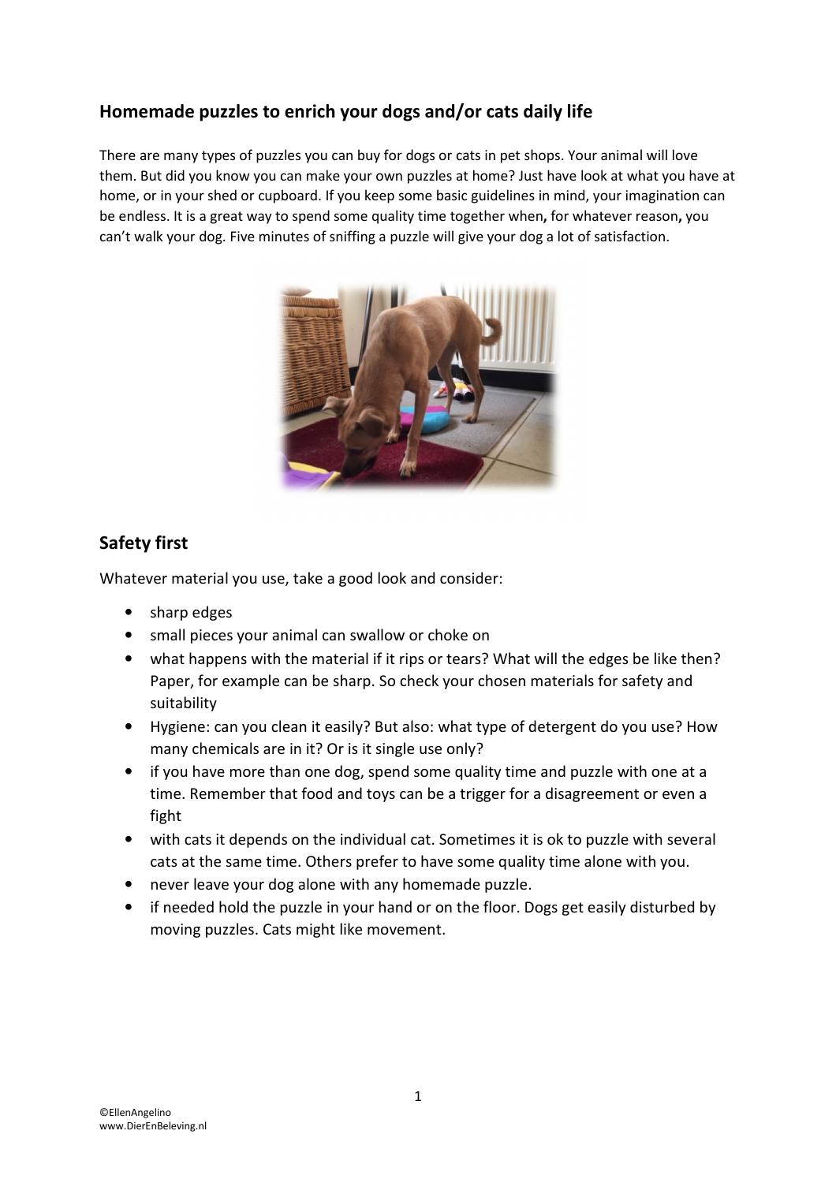## Homemade puzzles to enrich your dogs and/or cats daily life

There are many types of puzzles you can buy for dogs or cats in pet shops. Your animal will love them. But did you know you can make your own puzzles at home? Just have look at what you have at home, or in your shed or cupboard. If you keep some basic guidelines in mind, your imagination can be endless. It is a great way to spend some quality time together when**,** for whatever reason**,** you can't walk your dog. Five minutes of sniffing a puzzle will give your dog a lot of satisfaction.

## Safety first

Whatever material you use, take a good look and consider:

- sharp edges
- small pieces your animal can swallow or choke on
- what happens with the material if it rips or tears? What will the edges be like then? Paper, for example can be sharp. So check your chosen materials for safety and suitability
- Hygiene: can you clean it easily? But also: what type of detergent do you use? How many chemicals are in it? Or is it single use only?
- if you have more than one dog, spend some quality time and puzzle with one at a time. Remember that food and toys can be a trigger for a disagreement or even a fight
- with cats it depends on the individual cat. Sometimes it is ok to puzzle with several cats at the same time. Others prefer to have some quality time alone with you.
- never leave your dog alone with any homemade puzzle.
- if needed hold the puzzle in your hand or on the floor. Dogs get easily disturbed by moving puzzles. Cats might like movement.

©EllenAngelino
www.DierEnBeleving.nl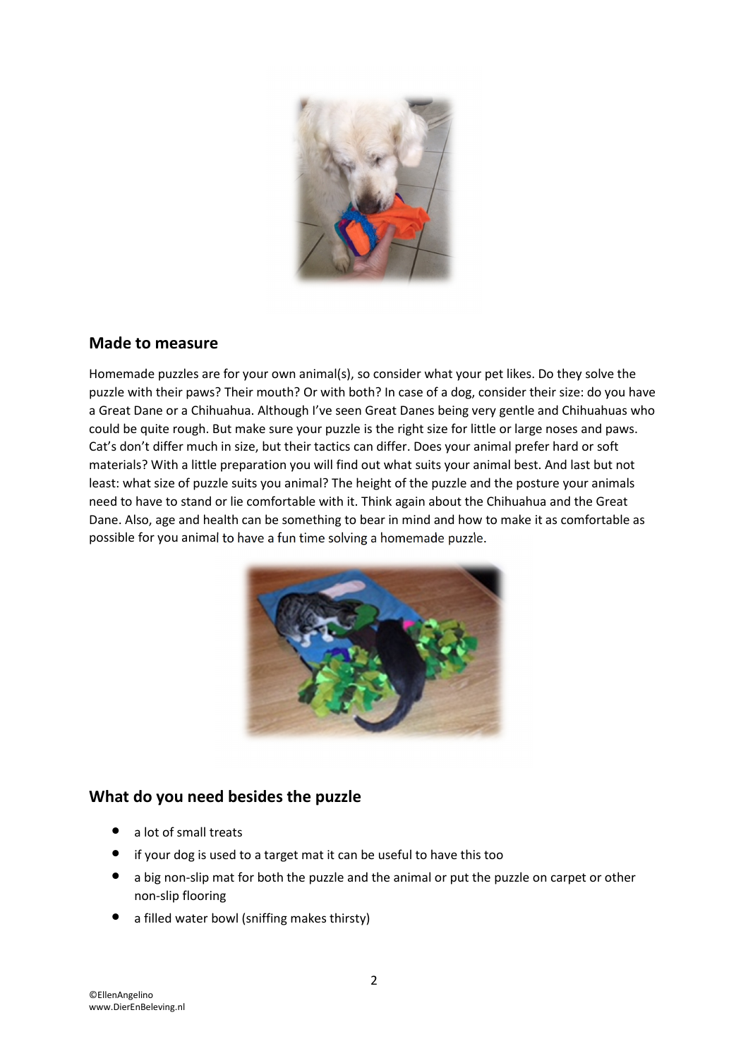## Made to measure

Homemade puzzles are for your own animal(s), so consider what your pet likes. Do they solve the puzzle with their paws? Their mouth? Or with both? In case of a dog, consider their size: do you have a Great Dane or a Chihuahua. Although I've seen Great Danes being very gentle and Chihuahuas who could be quite rough. But make sure your puzzle is the right size for little or large noses and paws. Cat's don't differ much in size, but their tactics can differ. Does your animal prefer hard or soft materials? With a little preparation you will find out what suits your animal best. And last but not least: what size of puzzle suits you animal? The height of the puzzle and the posture your animals need to have to stand or lie comfortable with it. Think again about the Chihuahua and the Great Dane. Also, age and health can be something to bear in mind and how to make it as comfortable as possible for you animal to have a fun time solving a homemade puzzle.

## What do you need besides the puzzle

- a lot of small treats
- if your dog is used to a target mat it can be useful to have this too
- a big non-slip mat for both the puzzle and the animal or put the puzzle on carpet or other non-slip flooring
- a filled water bowl (sniffing makes thirsty)

©EllenAngelino
www.DierEnBeleving.nl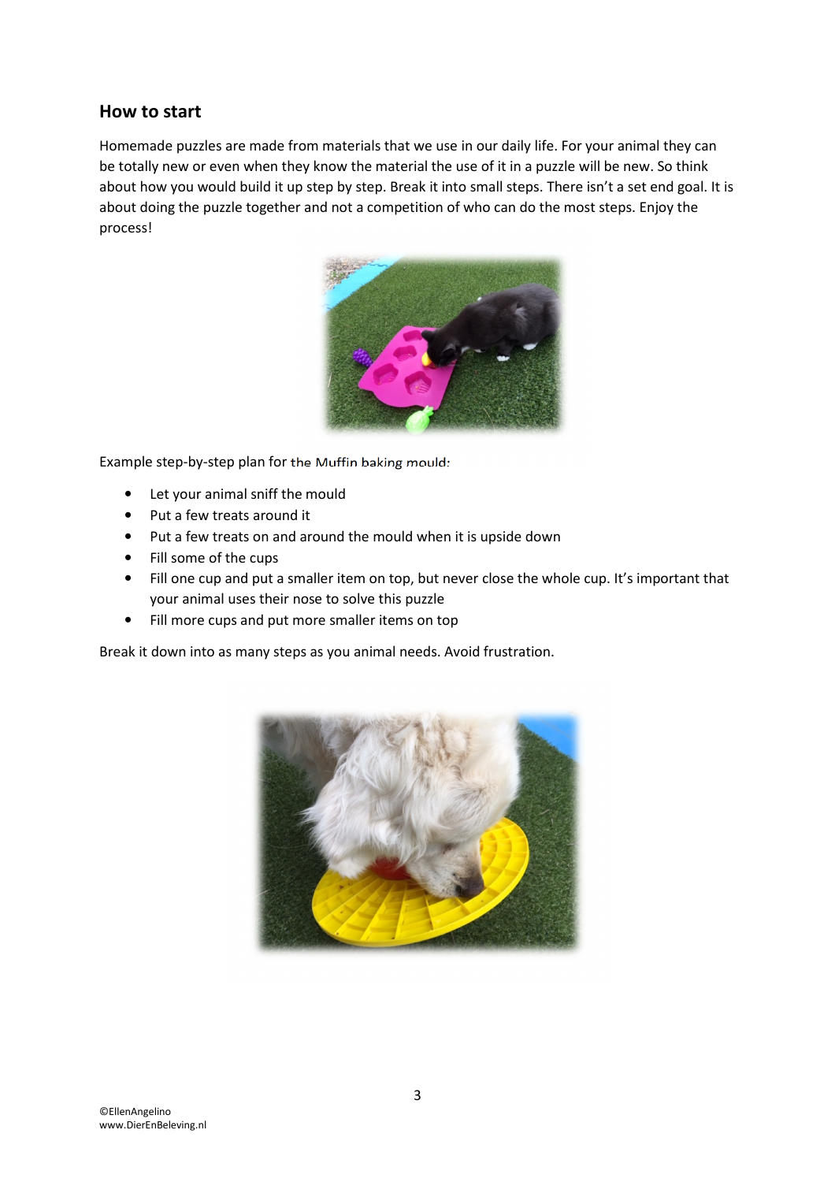## How to start

Homemade puzzles are made from materials that we use in our daily life. For your animal they can be totally new or even when they know the material the use of it in a puzzle will be new. So think about how you would build it up step by step. Break it into small steps. There isn't a set end goal. It is about doing the puzzle together and not a competition of who can do the most steps. Enjoy the process!

Example step-by-step plan for the Muffin baking mould:

- Let your animal sniff the mould
- Put a few treats around it
- Put a few treats on and around the mould when it is upside down
- Fill some of the cups
- Fill one cup and put a smaller item on top, but never close the whole cup. It's important that your animal uses their nose to solve this puzzle
- Fill more cups and put more smaller items on top

Break it down into as many steps as you animal needs. Avoid frustration.

©EllenAngelino
www.DierEnBeleving.nl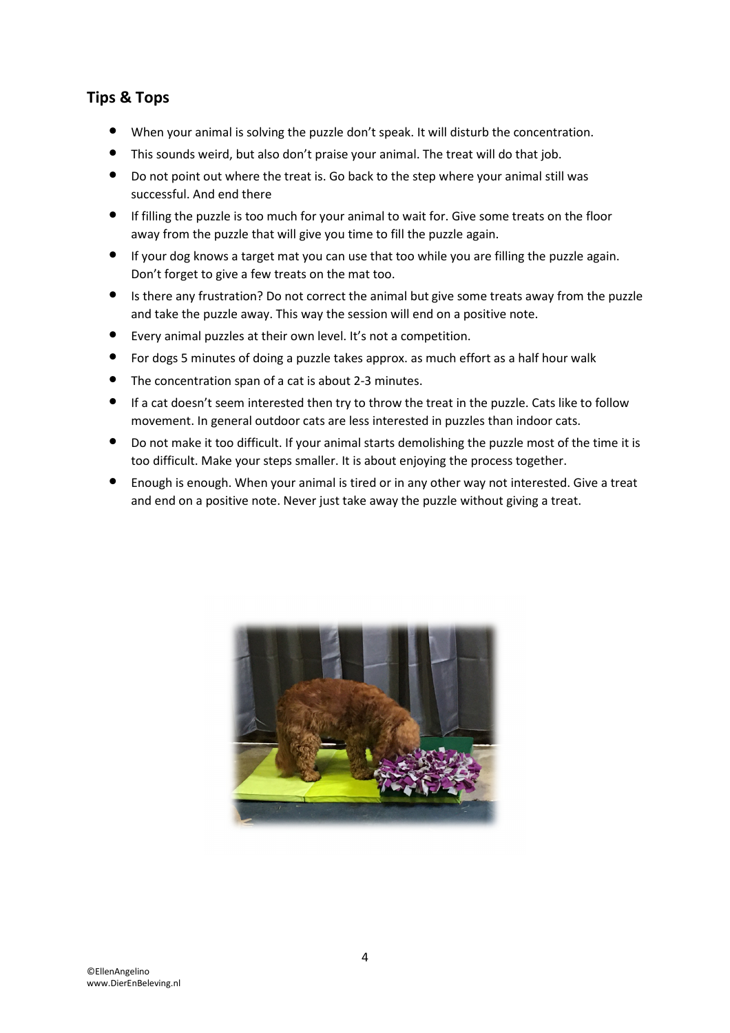## Tips & Tops

- When your animal is solving the puzzle don't speak. It will disturb the concentration.
- This sounds weird, but also don't praise your animal. The treat will do that job.
- Do not point out where the treat is. Go back to the step where your animal still was successful. And end there
- If filling the puzzle is too much for your animal to wait for. Give some treats on the floor away from the puzzle that will give you time to fill the puzzle again.
- If your dog knows a target mat you can use that too while you are filling the puzzle again. Don't forget to give a few treats on the mat too.
- Is there any frustration? Do not correct the animal but give some treats away from the puzzle and take the puzzle away. This way the session will end on a positive note.
- Every animal puzzles at their own level. It's not a competition.
- For dogs 5 minutes of doing a puzzle takes approx. as much effort as a half hour walk
- The concentration span of a cat is about 2-3 minutes.
- If a cat doesn't seem interested then try to throw the treat in the puzzle. Cats like to follow movement. In general outdoor cats are less interested in puzzles than indoor cats.
- Do not make it too difficult. If your animal starts demolishing the puzzle most of the time it is too difficult. Make your steps smaller. It is about enjoying the process together.
- Enough is enough. When your animal is tired or in any other way not interested. Give a treat and end on a positive note. Never just take away the puzzle without giving a treat.

©EllenAngelino
www.DierEnBeleving.nl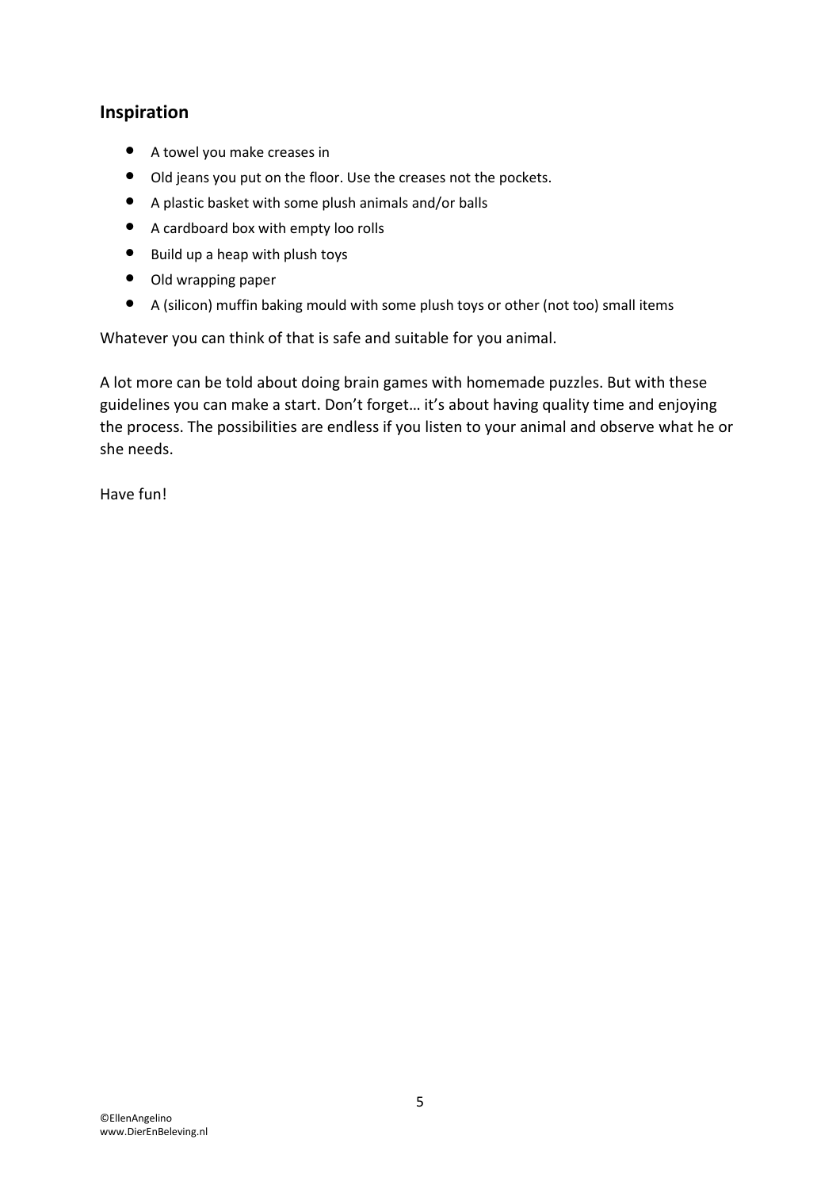## Inspiration

- A towel you make creases in
- Old jeans you put on the floor. Use the creases not the pockets.
- A plastic basket with some plush animals and/or balls
- A cardboard box with empty loo rolls
- Build up a heap with plush toys
- Old wrapping paper
- A (silicon) muffin baking mould with some plush toys or other (not too) small items

Whatever you can think of that is safe and suitable for you animal.

A lot more can be told about doing brain games with homemade puzzles. But with these guidelines you can make a start. Don't forget… it's about having quality time and enjoying the process. The possibilities are endless if you listen to your animal and observe what he or she needs.

Have fun!

©EllenAngelino
www.DierEnBeleving.nl